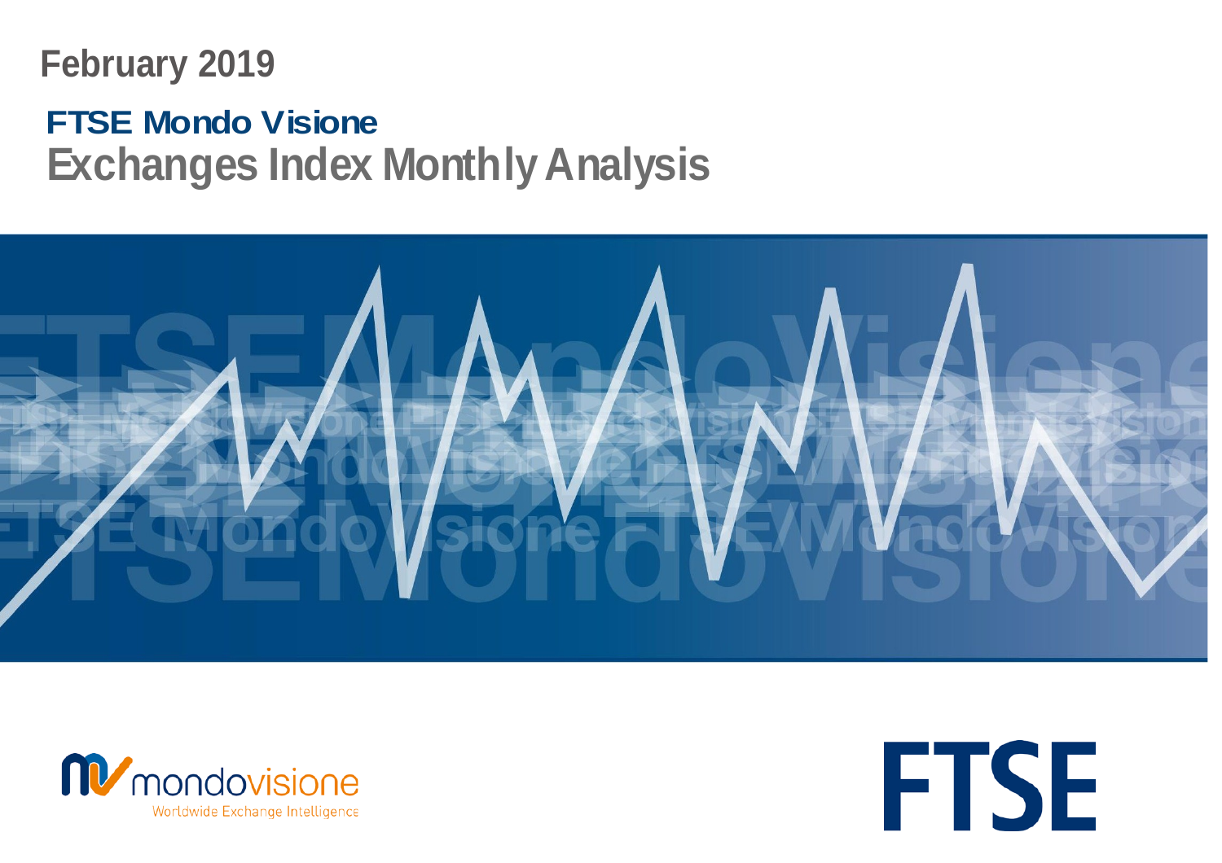February 2019

# FTSE Mondo Visione
# Exchanges Index Monthly Analysis

mondovisione
Worldwide Exchange Intelligence

FTSE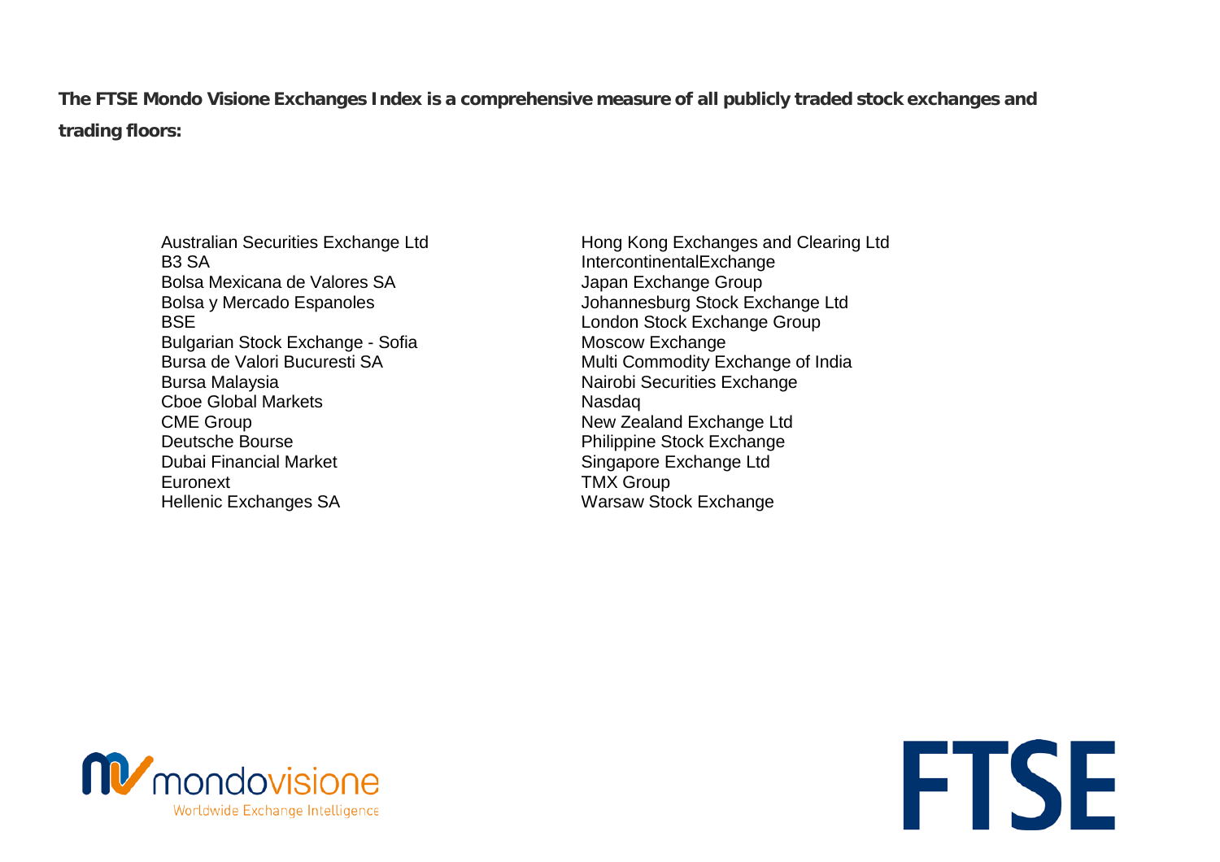**The FTSE Mondo Visione Exchanges Index is a comprehensive measure of all publicly traded stock exchanges and trading floors:**

- Australian Securities Exchange Ltd
- B3 SA
- Bolsa Mexicana de Valores SA
- Bolsa y Mercado Espanoles
- BSE
- Bulgarian Stock Exchange - Sofia
- Bursa de Valori Bucuresti SA
- Bursa Malaysia
- Cboe Global Markets
- CME Group
- Deutsche Bourse
- Dubai Financial Market
- Euronext
- Hellenic Exchanges SA
- Hong Kong Exchanges and Clearing Ltd
- IntercontinentalExchange
- Japan Exchange Group
- Johannesburg Stock Exchange Ltd
- London Stock Exchange Group
- Moscow Exchange
- Multi Commodity Exchange of India
- Nairobi Securities Exchange
- Nasdaq
- New Zealand Exchange Ltd
- Philippine Stock Exchange
- Singapore Exchange Ltd
- TMX Group
- Warsaw Stock Exchange

mondovisione
Worldwide Exchange Intelligence

FTSE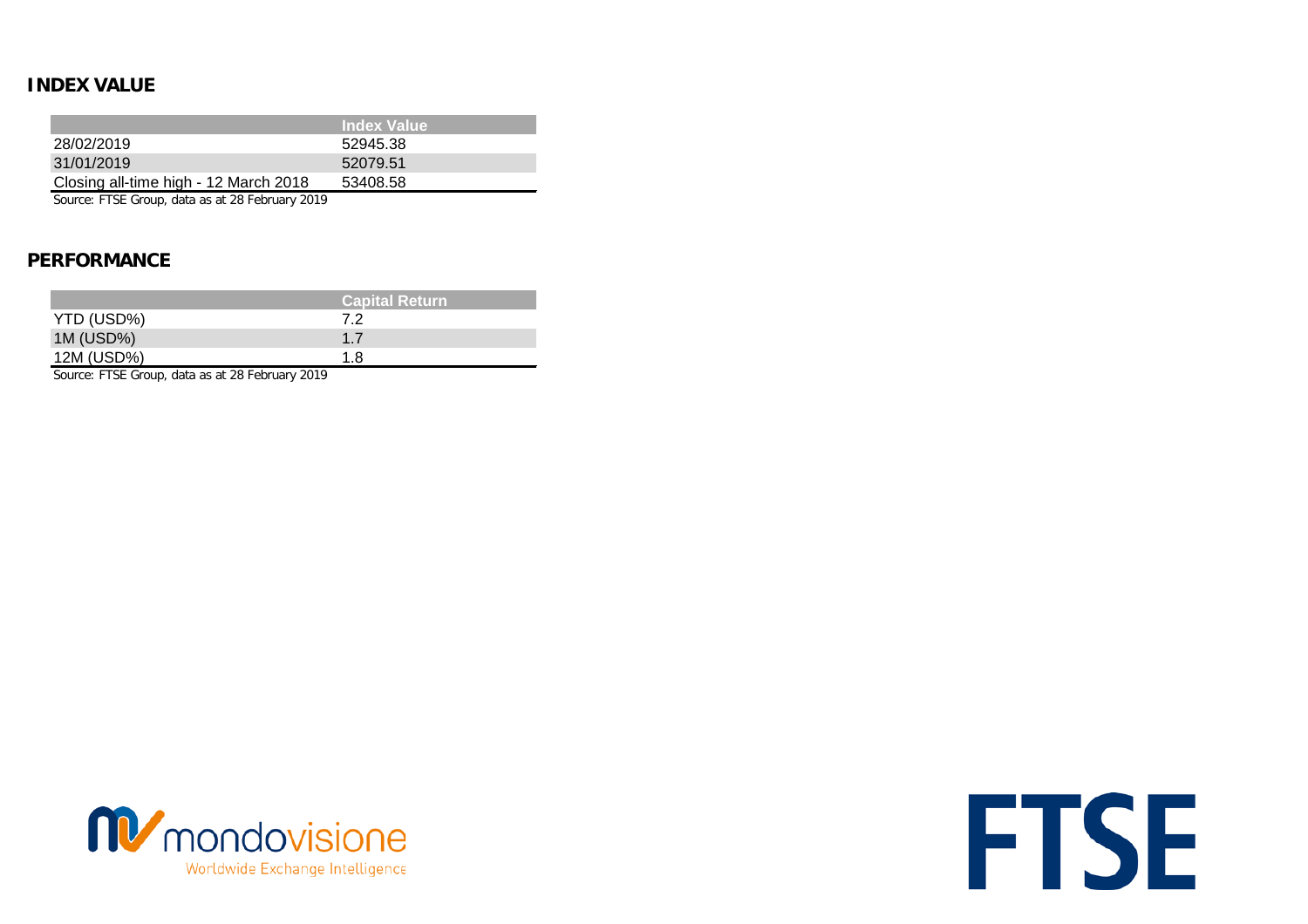## INDEX VALUE

| | Index Value |
|---|---|
| 28/02/2019 | 52945.38 |
| 31/01/2019 | 52079.51 |
| Closing all-time high - 12 March 2018 | 53408.58 |

Source: FTSE Group, data as at 28 February 2019

## PERFORMANCE

| | Capital Return |
|---|---|
| YTD (USD%) | 7.2 |
| 1M (USD%) | 1.7 |
| 12M (USD%) | 1.8 |

Source: FTSE Group, data as at 28 February 2019

mondovisione
Worldwide Exchange Intelligence

FTSE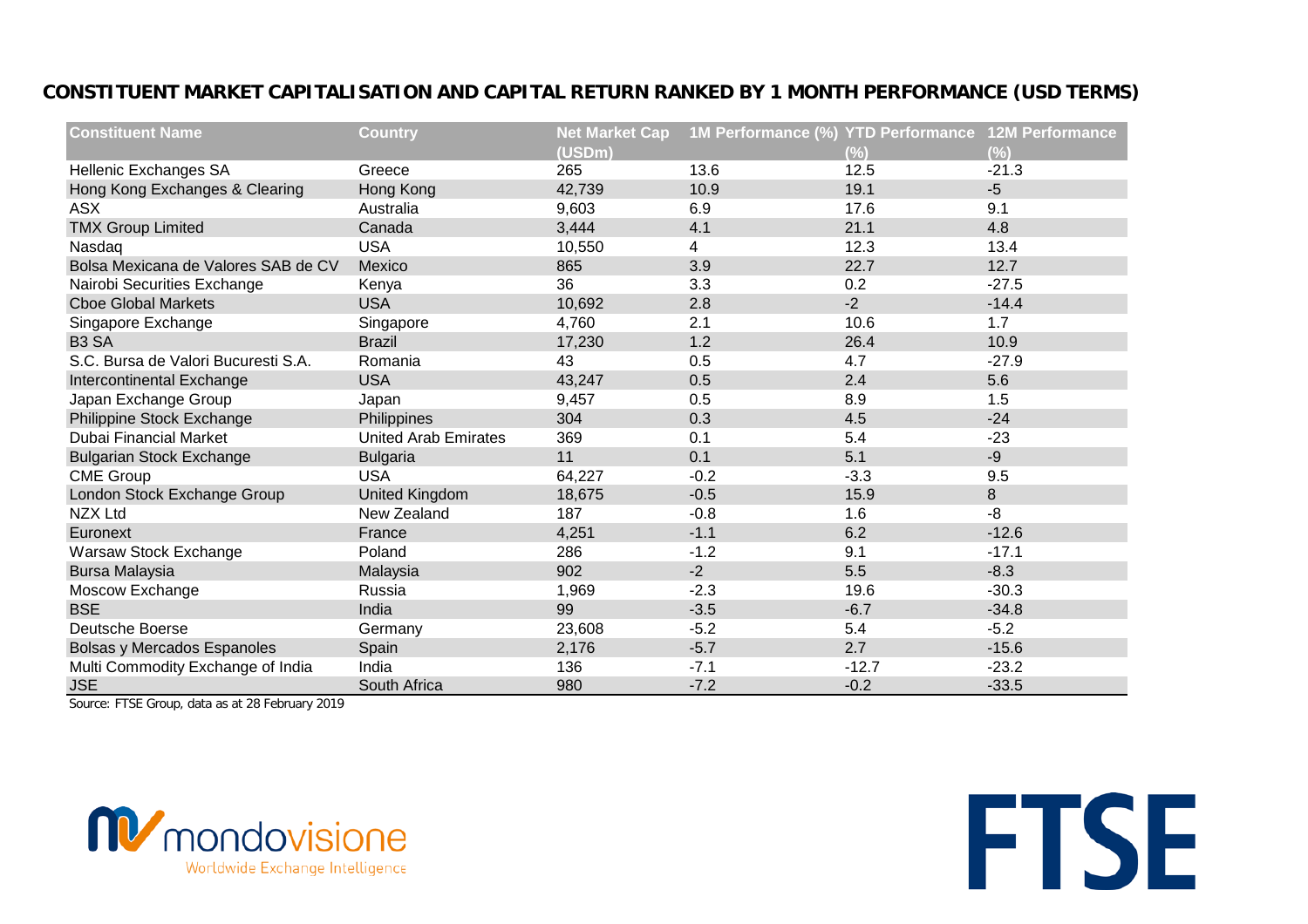## CONSTITUENT MARKET CAPITALISATION AND CAPITAL RETURN RANKED BY 1 MONTH PERFORMANCE (USD TERMS)

| Constituent Name | Country | Net Market Cap (USDm) | 1M Performance (%) | YTD Performance (%) | 12M Performance (%) |
|---|---|---|---|---|---|
| Hellenic Exchanges SA | Greece | 265 | 13.6 | 12.5 | -21.3 |
| Hong Kong Exchanges & Clearing | Hong Kong | 42,739 | 10.9 | 19.1 | -5 |
| ASX | Australia | 9,603 | 6.9 | 17.6 | 9.1 |
| TMX Group Limited | Canada | 3,444 | 4.1 | 21.1 | 4.8 |
| Nasdaq | USA | 10,550 | 4 | 12.3 | 13.4 |
| Bolsa Mexicana de Valores SAB de CV | Mexico | 865 | 3.9 | 22.7 | 12.7 |
| Nairobi Securities Exchange | Kenya | 36 | 3.3 | 0.2 | -27.5 |
| Cboe Global Markets | USA | 10,692 | 2.8 | -2 | -14.4 |
| Singapore Exchange | Singapore | 4,760 | 2.1 | 10.6 | 1.7 |
| B3 SA | Brazil | 17,230 | 1.2 | 26.4 | 10.9 |
| S.C. Bursa de Valori Bucuresti S.A. | Romania | 43 | 0.5 | 4.7 | -27.9 |
| Intercontinental Exchange | USA | 43,247 | 0.5 | 2.4 | 5.6 |
| Japan Exchange Group | Japan | 9,457 | 0.5 | 8.9 | 1.5 |
| Philippine Stock Exchange | Philippines | 304 | 0.3 | 4.5 | -24 |
| Dubai Financial Market | United Arab Emirates | 369 | 0.1 | 5.4 | -23 |
| Bulgarian Stock Exchange | Bulgaria | 11 | 0.1 | 5.1 | -9 |
| CME Group | USA | 64,227 | -0.2 | -3.3 | 9.5 |
| London Stock Exchange Group | United Kingdom | 18,675 | -0.5 | 15.9 | 8 |
| NZX Ltd | New Zealand | 187 | -0.8 | 1.6 | -8 |
| Euronext | France | 4,251 | -1.1 | 6.2 | -12.6 |
| Warsaw Stock Exchange | Poland | 286 | -1.2 | 9.1 | -17.1 |
| Bursa Malaysia | Malaysia | 902 | -2 | 5.5 | -8.3 |
| Moscow Exchange | Russia | 1,969 | -2.3 | 19.6 | -30.3 |
| BSE | India | 99 | -3.5 | -6.7 | -34.8 |
| Deutsche Boerse | Germany | 23,608 | -5.2 | 5.4 | -5.2 |
| Bolsas y Mercados Espanoles | Spain | 2,176 | -5.7 | 2.7 | -15.6 |
| Multi Commodity Exchange of India | India | 136 | -7.1 | -12.7 | -23.2 |
| JSE | South Africa | 980 | -7.2 | -0.2 | -33.5 |

Source: FTSE Group, data as at 28 February 2019

mondovisione
Worldwide Exchange Intelligence

FTSE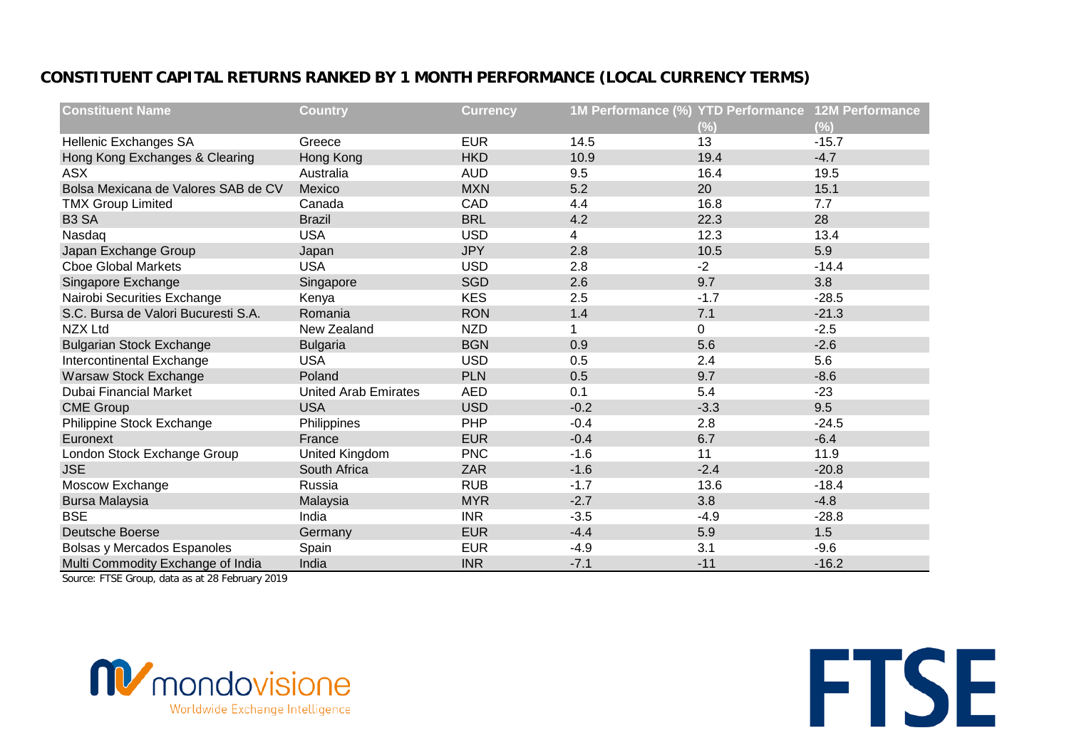## CONSTITUENT CAPITAL RETURNS RANKED BY 1 MONTH PERFORMANCE (LOCAL CURRENCY TERMS)

| Constituent Name | Country | Currency | 1M Performance (%) | YTD Performance (%) | 12M Performance (%) |
|---|---|---|---|---|---|
| Hellenic Exchanges SA | Greece | EUR | 14.5 | 13 | -15.7 |
| Hong Kong Exchanges & Clearing | Hong Kong | HKD | 10.9 | 19.4 | -4.7 |
| ASX | Australia | AUD | 9.5 | 16.4 | 19.5 |
| Bolsa Mexicana de Valores SAB de CV | Mexico | MXN | 5.2 | 20 | 15.1 |
| TMX Group Limited | Canada | CAD | 4.4 | 16.8 | 7.7 |
| B3 SA | Brazil | BRL | 4.2 | 22.3 | 28 |
| Nasdaq | USA | USD | 4 | 12.3 | 13.4 |
| Japan Exchange Group | Japan | JPY | 2.8 | 10.5 | 5.9 |
| Cboe Global Markets | USA | USD | 2.8 | -2 | -14.4 |
| Singapore Exchange | Singapore | SGD | 2.6 | 9.7 | 3.8 |
| Nairobi Securities Exchange | Kenya | KES | 2.5 | -1.7 | -28.5 |
| S.C. Bursa de Valori Bucuresti S.A. | Romania | RON | 1.4 | 7.1 | -21.3 |
| NZX Ltd | New Zealand | NZD | 1 | 0 | -2.5 |
| Bulgarian Stock Exchange | Bulgaria | BGN | 0.9 | 5.6 | -2.6 |
| Intercontinental Exchange | USA | USD | 0.5 | 2.4 | 5.6 |
| Warsaw Stock Exchange | Poland | PLN | 0.5 | 9.7 | -8.6 |
| Dubai Financial Market | United Arab Emirates | AED | 0.1 | 5.4 | -23 |
| CME Group | USA | USD | -0.2 | -3.3 | 9.5 |
| Philippine Stock Exchange | Philippines | PHP | -0.4 | 2.8 | -24.5 |
| Euronext | France | EUR | -0.4 | 6.7 | -6.4 |
| London Stock Exchange Group | United Kingdom | PNC | -1.6 | 11 | 11.9 |
| JSE | South Africa | ZAR | -1.6 | -2.4 | -20.8 |
| Moscow Exchange | Russia | RUB | -1.7 | 13.6 | -18.4 |
| Bursa Malaysia | Malaysia | MYR | -2.7 | 3.8 | -4.8 |
| BSE | India | INR | -3.5 | -4.9 | -28.8 |
| Deutsche Boerse | Germany | EUR | -4.4 | 5.9 | 1.5 |
| Bolsas y Mercados Espanoles | Spain | EUR | -4.9 | 3.1 | -9.6 |
| Multi Commodity Exchange of India | India | INR | -7.1 | -11 | -16.2 |

Source: FTSE Group, data as at 28 February 2019

mondovisione
Worldwide Exchange Intelligence

FTSE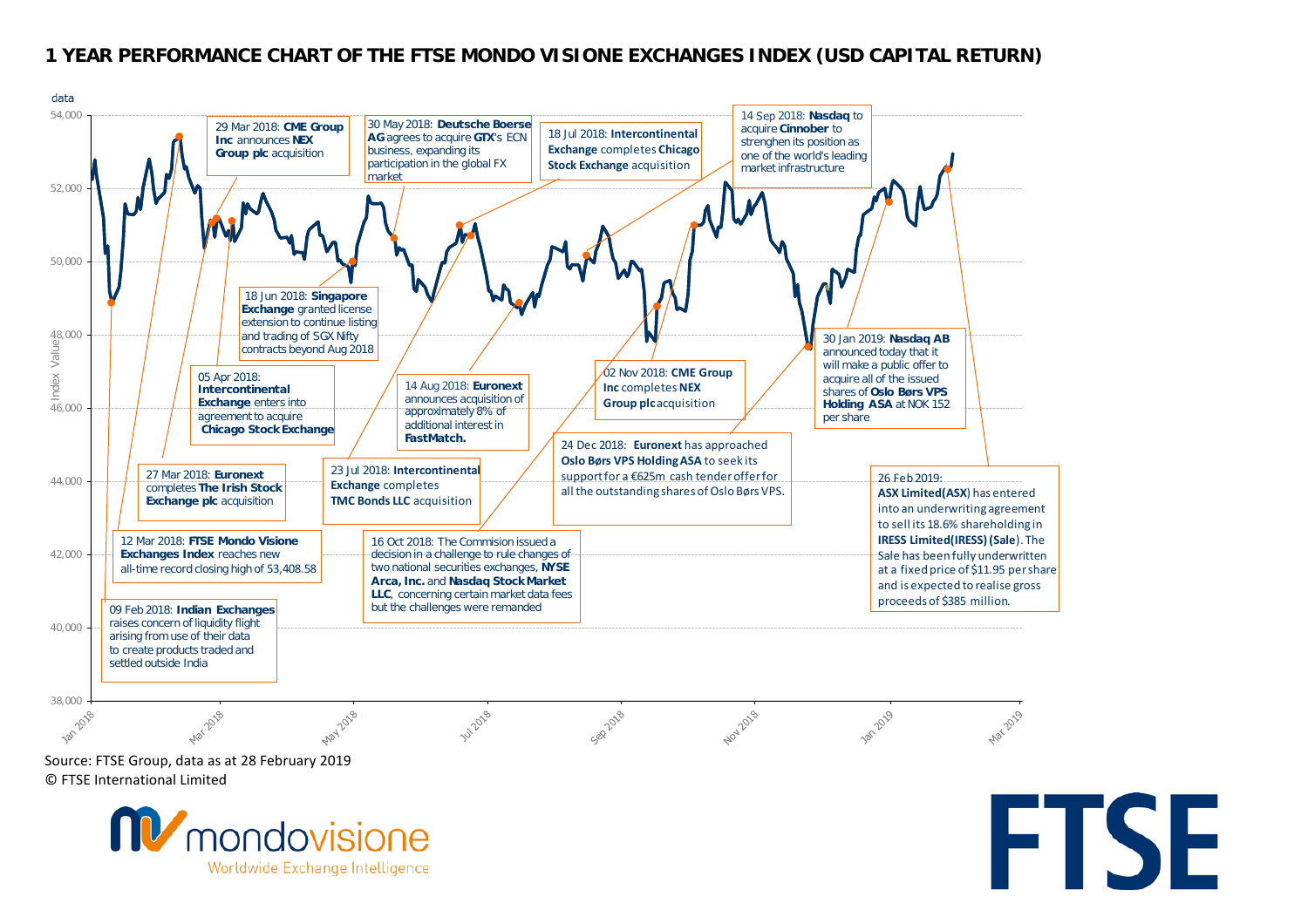# 1 YEAR PERFORMANCE CHART OF THE FTSE MONDO VISIONE EXCHANGES INDEX (USD CAPITAL RETURN)

data

Index Value

54,000
52,000
50,000
48,000
46,000
44,000
42,000
40,000
38,000

Jan 2018
Mar 2018
May 2018
Jul 2018
Sep 2018
Nov 2018
Jan 2019
Mar 2019

09 Feb 2018: **Indian Exchanges** raises concern of liquidity flight arising from use of their data to create products traded and settled outside India

12 Mar 2018: **FTSE Mondo Visione Exchanges Index** reaches new all-time record closing high of 53,408.58

27 Mar 2018: **Euronext** completes **The Irish Stock Exchange plc** acquisition

29 Mar 2018: **CME Group Inc** announces **NEX Group plc** acquisition

05 Apr 2018: **Intercontinental Exchange** enters into agreement to acquire **Chicago Stock Exchange**

30 May 2018: **Deutsche Boerse AG** agrees to acquire **GTX**'s ECN business, expanding its participation in the global FX market

18 Jun 2018: **Singapore Exchange** granted license extension to continue listing and trading of SGX Nifty contracts beyond Aug 2018

18 Jul 2018: **Intercontinental Exchange** completes **Chicago Stock Exchange** acquisition

23 Jul 2018: **Intercontinental Exchange** completes **TMC Bonds LLC** acquisition

14 Aug 2018: **Euronext** announces acquisition of approximately 8% of additional interest in **FastMatch.**

14 Sep 2018: **Nasdaq** to acquire **Cinnober** to strenghen its position as one of the world's leading market infrastructure

16 Oct 2018: The Commision issued a decision in a challenge to rule changes of two national securities exchanges, **NYSE Arca, Inc.** and **Nasdaq Stock Market LLC**, concerning certain market data fees but the challenges were remanded

02 Nov 2018: **CME Group Inc** completes **NEX Group plc** acquisition

24 Dec 2018: **Euronext** has approached **Oslo Børs VPS Holding ASA** to seek its support for a €625m cash tender offer for all the outstanding shares of Oslo Børs VPS.

30 Jan 2019: **Nasdaq AB** announced today that it will make a public offer to acquire all of the issued shares of **Oslo Børs VPS Holding ASA** at NOK 152 per share

26 Feb 2019: **ASX Limited(ASX**) has entered into an underwriting agreement to sell its 18.6% shareholding in **IRESS Limited(IRESS) (Sale**). The Sale has been fully underwritten at a fixed price of $11.95 per share and is expected to realise gross proceeds of $385 million.

Source: FTSE Group, data as at 28 February 2019
© FTSE International Limited

mondovisione
Worldwide Exchange Intelligence

FTSE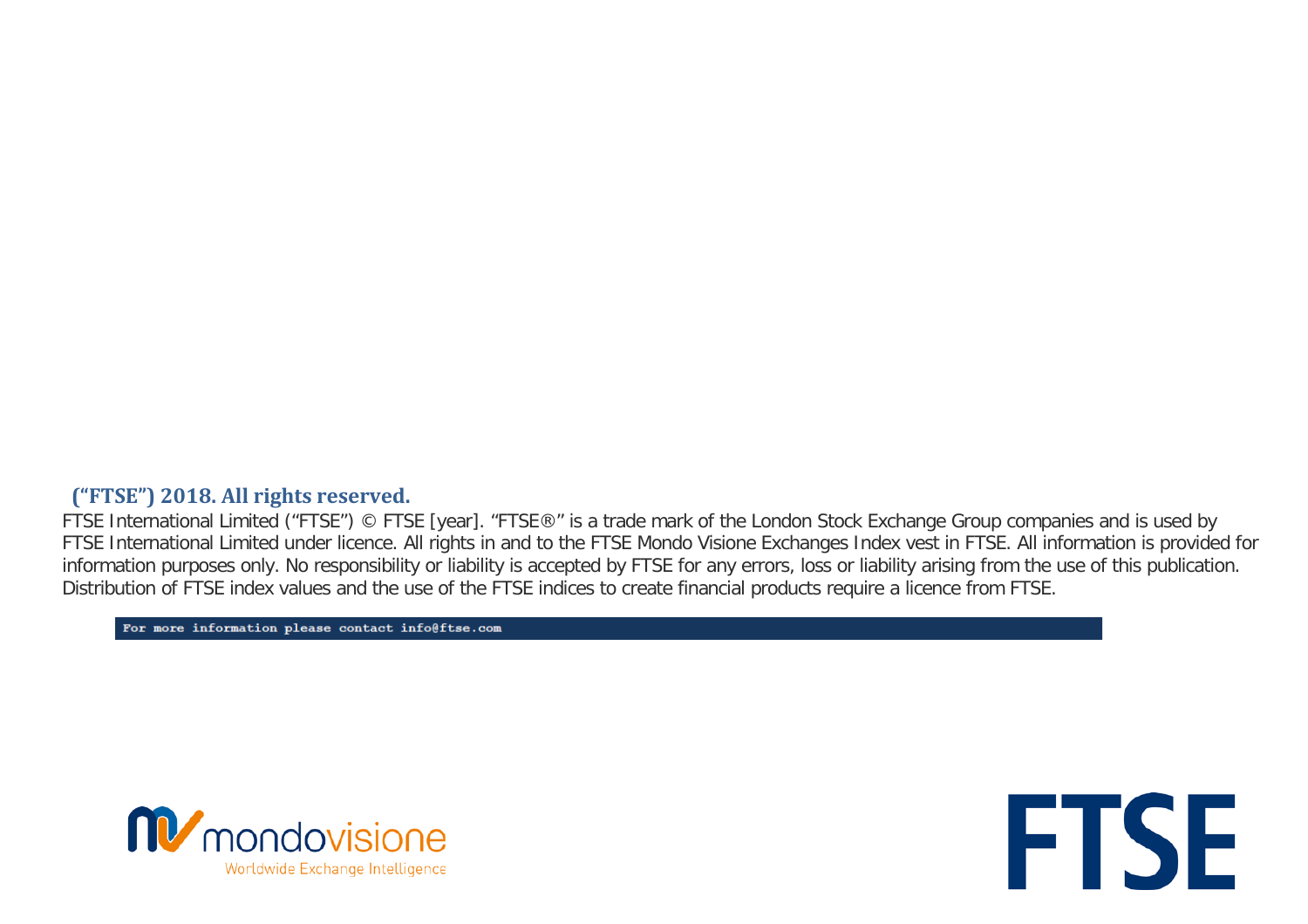**("FTSE") 2018. All rights reserved.**

FTSE International Limited ("FTSE") © FTSE [year]. "FTSE®" is a trade mark of the London Stock Exchange Group companies and is used by FTSE International Limited under licence. All rights in and to the FTSE Mondo Visione Exchanges Index vest in FTSE. All information is provided for information purposes only. No responsibility or liability is accepted by FTSE for any errors, loss or liability arising from the use of this publication. Distribution of FTSE index values and the use of the FTSE indices to create financial products require a licence from FTSE.

For more information please contact info@ftse.com

mondovisione

Worldwide Exchange Intelligence

FTSE